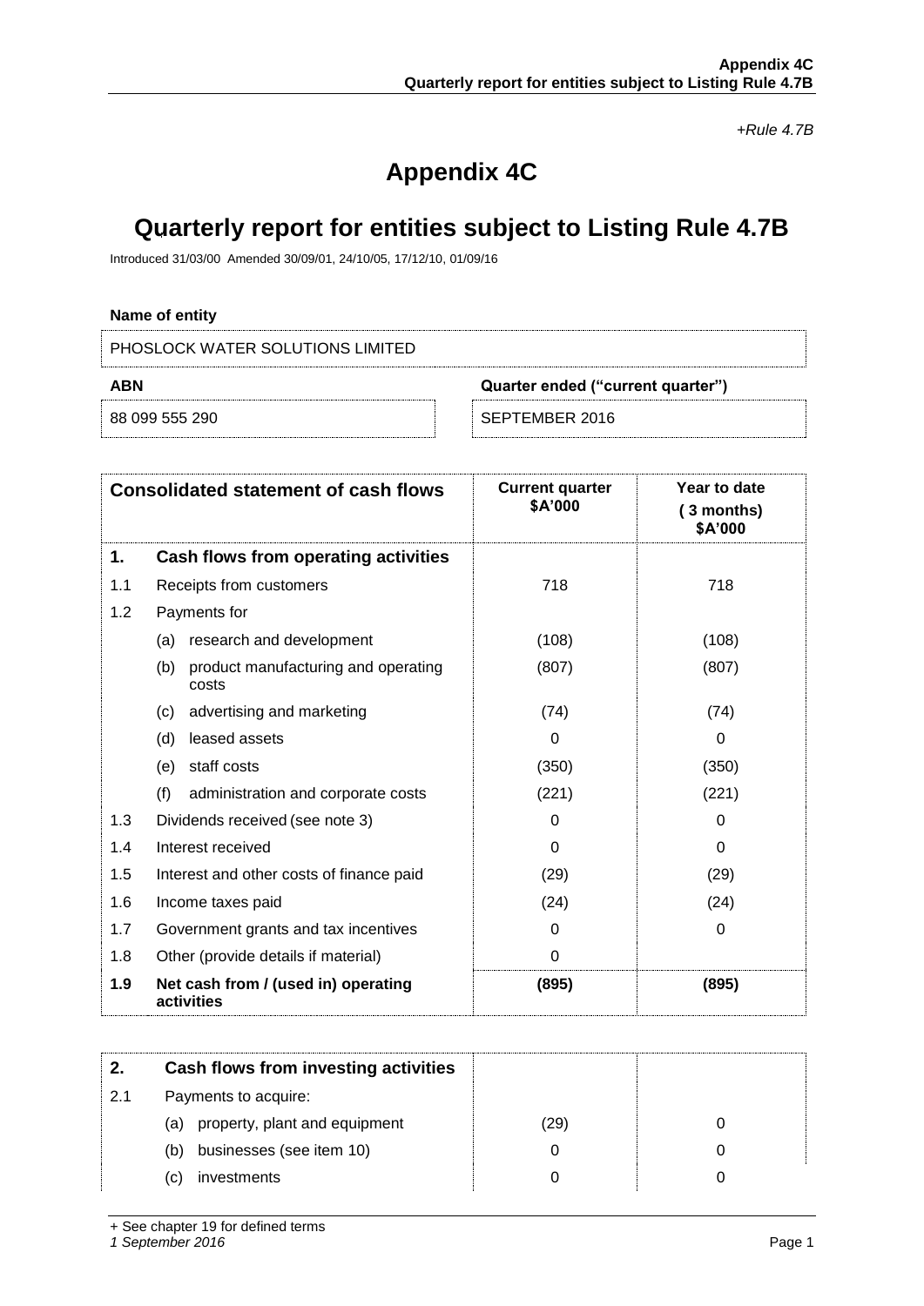*+Rule 4.7B*

# Appendix 4C

# Quarterly report for entities subject to Listing Rule 4.7B

Introduced 31/03/00 Amended 30/09/01, 24/10/05, 17/12/10, 01/09/16

**Name of entity**

PHOSLOCK WATER SOLUTIONS LIMITED

| ABN | Quarter ended ("current quarter") |
|---|---|
| 88 099 555 290 | SEPTEMBER 2016 |

| **Consolidated statement of cash flows** | | **Current quarter $A'000** | **Year to date (3 months) $A'000** |
|---|---|---|---|
| **1.** | **Cash flows from operating activities** | | |
| 1.1 | Receipts from customers | 718 | 718 |
| 1.2 | Payments for | | |
| | (a) research and development | (108) | (108) |
| | (b) product manufacturing and operating costs | (807) | (807) |
| | (c) advertising and marketing | (74) | (74) |
| | (d) leased assets | 0 | 0 |
| | (e) staff costs | (350) | (350) |
| | (f) administration and corporate costs | (221) | (221) |
| 1.3 | Dividends received (see note 3) | 0 | 0 |
| 1.4 | Interest received | 0 | 0 |
| 1.5 | Interest and other costs of finance paid | (29) | (29) |
| 1.6 | Income taxes paid | (24) | (24) |
| 1.7 | Government grants and tax incentives | 0 | 0 |
| 1.8 | Other (provide details if material) | 0 | |
| **1.9** | **Net cash from / (used in) operating activities** | **(895)** | **(895)** |

| **2.** | **Cash flows from investing activities** | | |
|---|---|---|---|
| 2.1 | Payments to acquire: | | |
| | (a) property, plant and equipment | (29) | 0 |
| | (b) businesses (see item 10) | 0 | 0 |
| | (c) investments | 0 | 0 |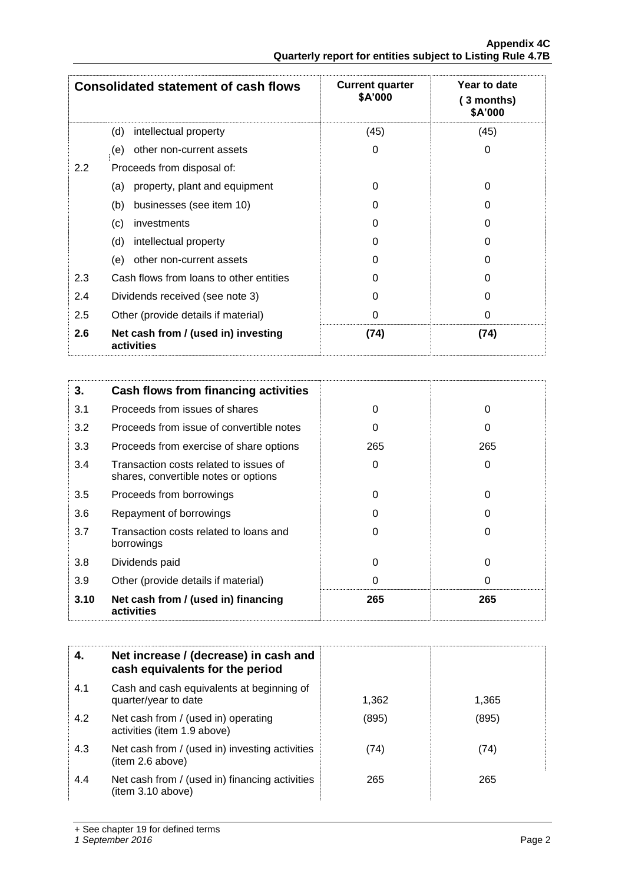| Consolidated statement of cash flows | | Current quarter $A'000 | Year to date (3 months) $A'000 |
|---|---|---|---|
| | (d) intellectual property | (45) | (45) |
| | (e) other non-current assets | 0 | 0 |
| 2.2 | Proceeds from disposal of: | | |
| | (a) property, plant and equipment | 0 | 0 |
| | (b) businesses (see item 10) | 0 | 0 |
| | (c) investments | 0 | 0 |
| | (d) intellectual property | 0 | 0 |
| | (e) other non-current assets | 0 | 0 |
| 2.3 | Cash flows from loans to other entities | 0 | 0 |
| 2.4 | Dividends received (see note 3) | 0 | 0 |
| 2.5 | Other (provide details if material) | 0 | 0 |
| **2.6** | **Net cash from / (used in) investing activities** | **(74)** | **(74)** |

| **3.** | **Cash flows from financing activities** | | |
|---|---|---|---|
| 3.1 | Proceeds from issues of shares | 0 | 0 |
| 3.2 | Proceeds from issue of convertible notes | 0 | 0 |
| 3.3 | Proceeds from exercise of share options | 265 | 265 |
| 3.4 | Transaction costs related to issues of shares, convertible notes or options | 0 | 0 |
| 3.5 | Proceeds from borrowings | 0 | 0 |
| 3.6 | Repayment of borrowings | 0 | 0 |
| 3.7 | Transaction costs related to loans and borrowings | 0 | 0 |
| 3.8 | Dividends paid | 0 | 0 |
| 3.9 | Other (provide details if material) | 0 | 0 |
| **3.10** | **Net cash from / (used in) financing activities** | **265** | **265** |

| **4.** | **Net increase / (decrease) in cash and cash equivalents for the period** | | |
|---|---|---|---|
| 4.1 | Cash and cash equivalents at beginning of quarter/year to date | 1,362 | 1,365 |
| 4.2 | Net cash from / (used in) operating activities (item 1.9 above) | (895) | (895) |
| 4.3 | Net cash from / (used in) investing activities (item 2.6 above) | (74) | (74) |
| 4.4 | Net cash from / (used in) financing activities (item 3.10 above) | 265 | 265 |

+ See chapter 19 for defined terms

*1 September 2016*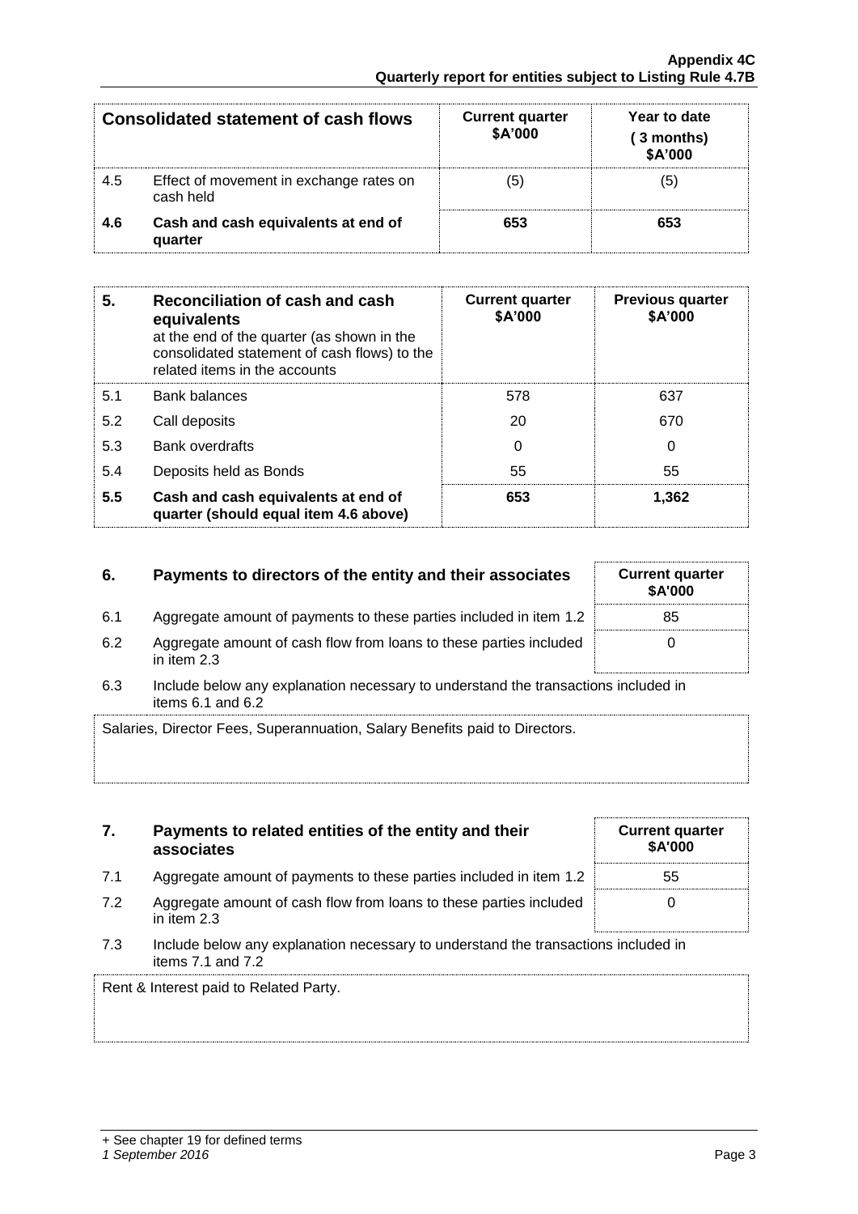| Consolidated statement of cash flows | | Current quarter $A'000 | Year to date (3 months) $A'000 |
|---|---|---|---|
| 4.5 | Effect of movement in exchange rates on cash held | (5) | (5) |
| **4.6** | **Cash and cash equivalents at end of quarter** | **653** | **653** |

| **5.** | **Reconciliation of cash and cash equivalents** at the end of the quarter (as shown in the consolidated statement of cash flows) to the related items in the accounts | **Current quarter $A'000** | **Previous quarter $A'000** |
|---|---|---|---|
| 5.1 | Bank balances | 578 | 637 |
| 5.2 | Call deposits | 20 | 670 |
| 5.3 | Bank overdrafts | 0 | 0 |
| 5.4 | Deposits held as Bonds | 55 | 55 |
| **5.5** | **Cash and cash equivalents at end of quarter (should equal item 4.6 above)** | **653** | **1,362** |

| **6.** | **Payments to directors of the entity and their associates** | **Current quarter $A'000** |
|---|---|---|
| 6.1 | Aggregate amount of payments to these parties included in item 1.2 | 85 |
| 6.2 | Aggregate amount of cash flow from loans to these parties included in item 2.3 | 0 |

6.3 Include below any explanation necessary to understand the transactions included in items 6.1 and 6.2

Salaries, Director Fees, Superannuation, Salary Benefits paid to Directors.

| **7.** | **Payments to related entities of the entity and their associates** | **Current quarter $A'000** |
|---|---|---|
| 7.1 | Aggregate amount of payments to these parties included in item 1.2 | 55 |
| 7.2 | Aggregate amount of cash flow from loans to these parties included in item 2.3 | 0 |

7.3 Include below any explanation necessary to understand the transactions included in items 7.1 and 7.2

Rent & Interest paid to Related Party.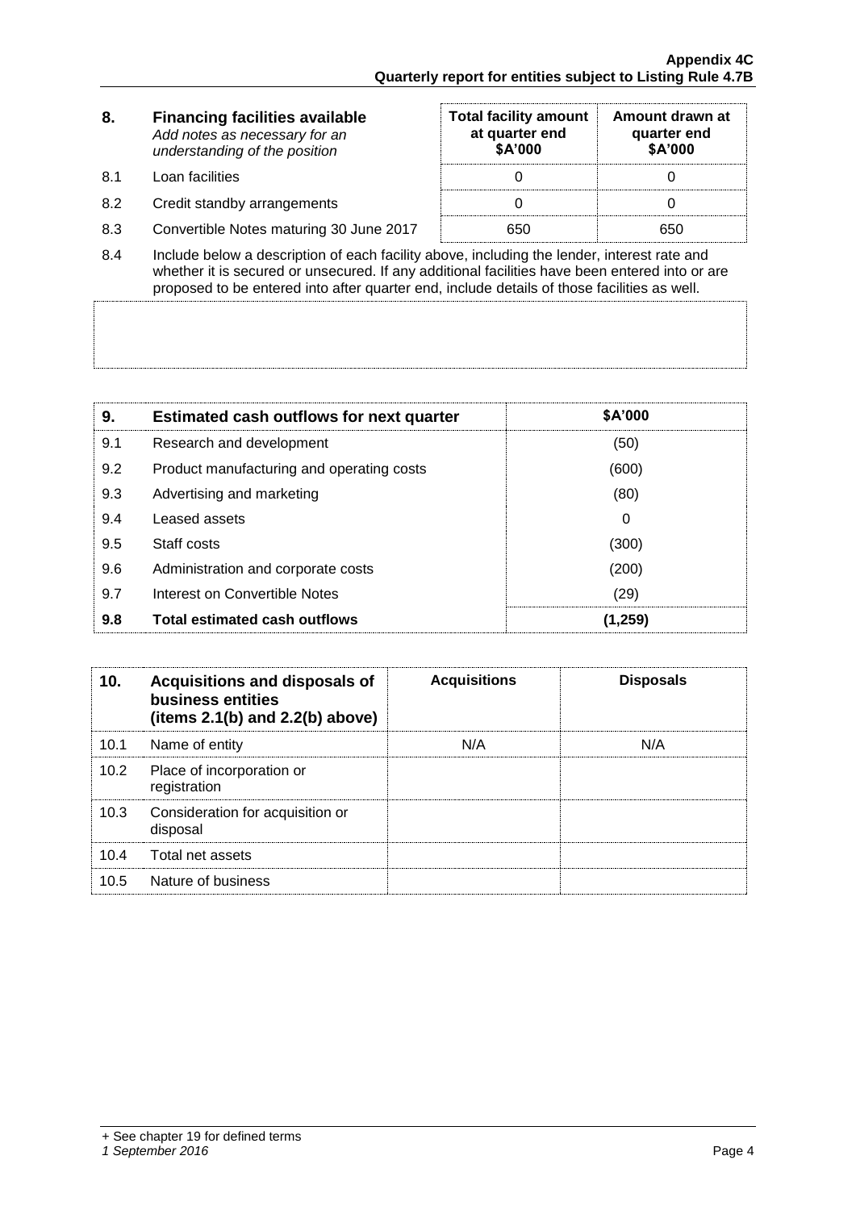| 8. | Financing facilities available<br>*Add notes as necessary for an understanding of the position* | Total facility amount at quarter end<br>$A'000 | Amount drawn at quarter end<br>$A'000 |
|---|---|---|---|
| 8.1 | Loan facilities | 0 | 0 |
| 8.2 | Credit standby arrangements | 0 | 0 |
| 8.3 | Convertible Notes maturing 30 June 2017 | 650 | 650 |

8.4 Include below a description of each facility above, including the lender, interest rate and whether it is secured or unsecured. If any additional facilities have been entered into or are proposed to be entered into after quarter end, include details of those facilities as well.

| 9. | Estimated cash outflows for next quarter | $A'000 |
|---|---|---|
| 9.1 | Research and development | (50) |
| 9.2 | Product manufacturing and operating costs | (600) |
| 9.3 | Advertising and marketing | (80) |
| 9.4 | Leased assets | 0 |
| 9.5 | Staff costs | (300) |
| 9.6 | Administration and corporate costs | (200) |
| 9.7 | Interest on Convertible Notes | (29) |
| **9.8** | **Total estimated cash outflows** | **(1,259)** |

| 10. | Acquisitions and disposals of business entities (items 2.1(b) and 2.2(b) above) | Acquisitions | Disposals |
|---|---|---|---|
| 10.1 | Name of entity | N/A | N/A |
| 10.2 | Place of incorporation or registration | | |
| 10.3 | Consideration for acquisition or disposal | | |
| 10.4 | Total net assets | | |
| 10.5 | Nature of business | | |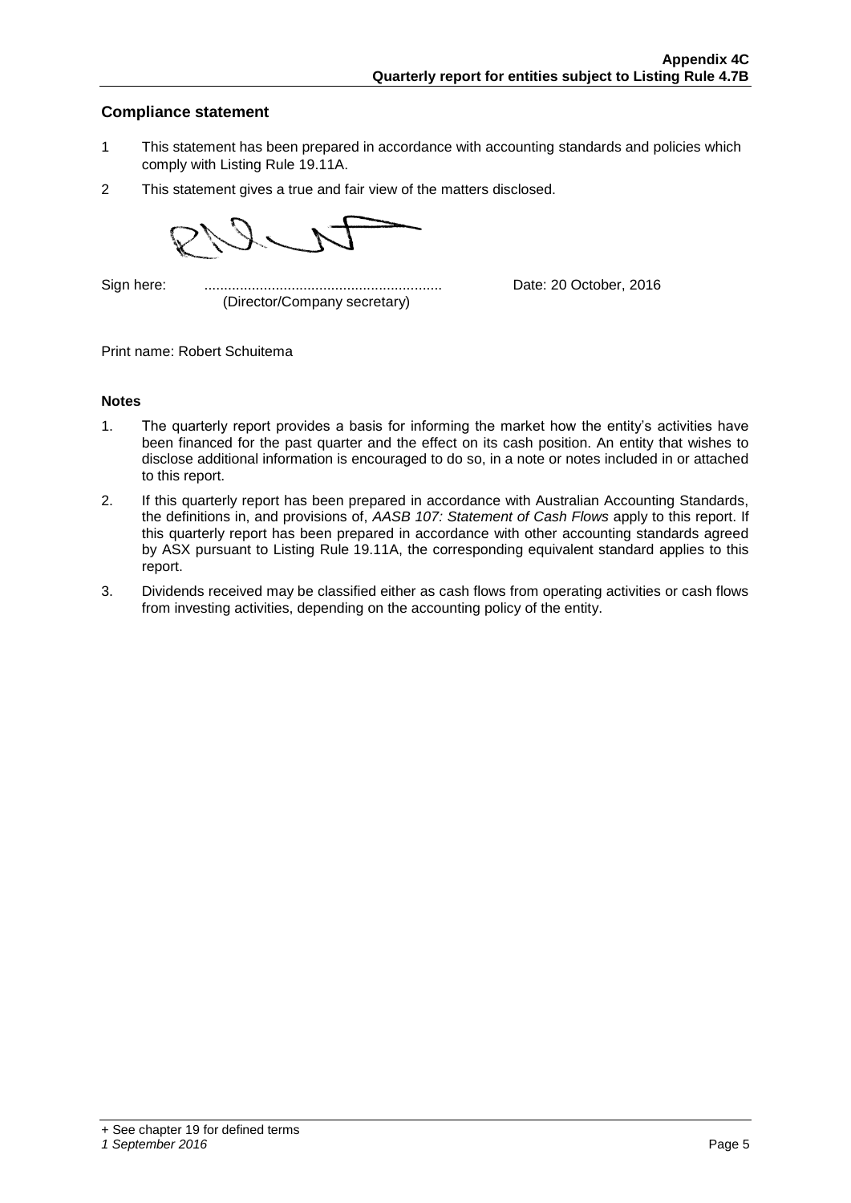## Compliance statement

1 This statement has been prepared in accordance with accounting standards and policies which comply with Listing Rule 19.11A.

2 This statement gives a true and fair view of the matters disclosed.

Sign here: ............................................................ Date: 20 October, 2016
(Director/Company secretary)

Print name: Robert Schuitema

### Notes

1. The quarterly report provides a basis for informing the market how the entity's activities have been financed for the past quarter and the effect on its cash position. An entity that wishes to disclose additional information is encouraged to do so, in a note or notes included in or attached to this report.

2. If this quarterly report has been prepared in accordance with Australian Accounting Standards, the definitions in, and provisions of, *AASB 107: Statement of Cash Flows* apply to this report. If this quarterly report has been prepared in accordance with other accounting standards agreed by ASX pursuant to Listing Rule 19.11A, the corresponding equivalent standard applies to this report.

3. Dividends received may be classified either as cash flows from operating activities or cash flows from investing activities, depending on the accounting policy of the entity.